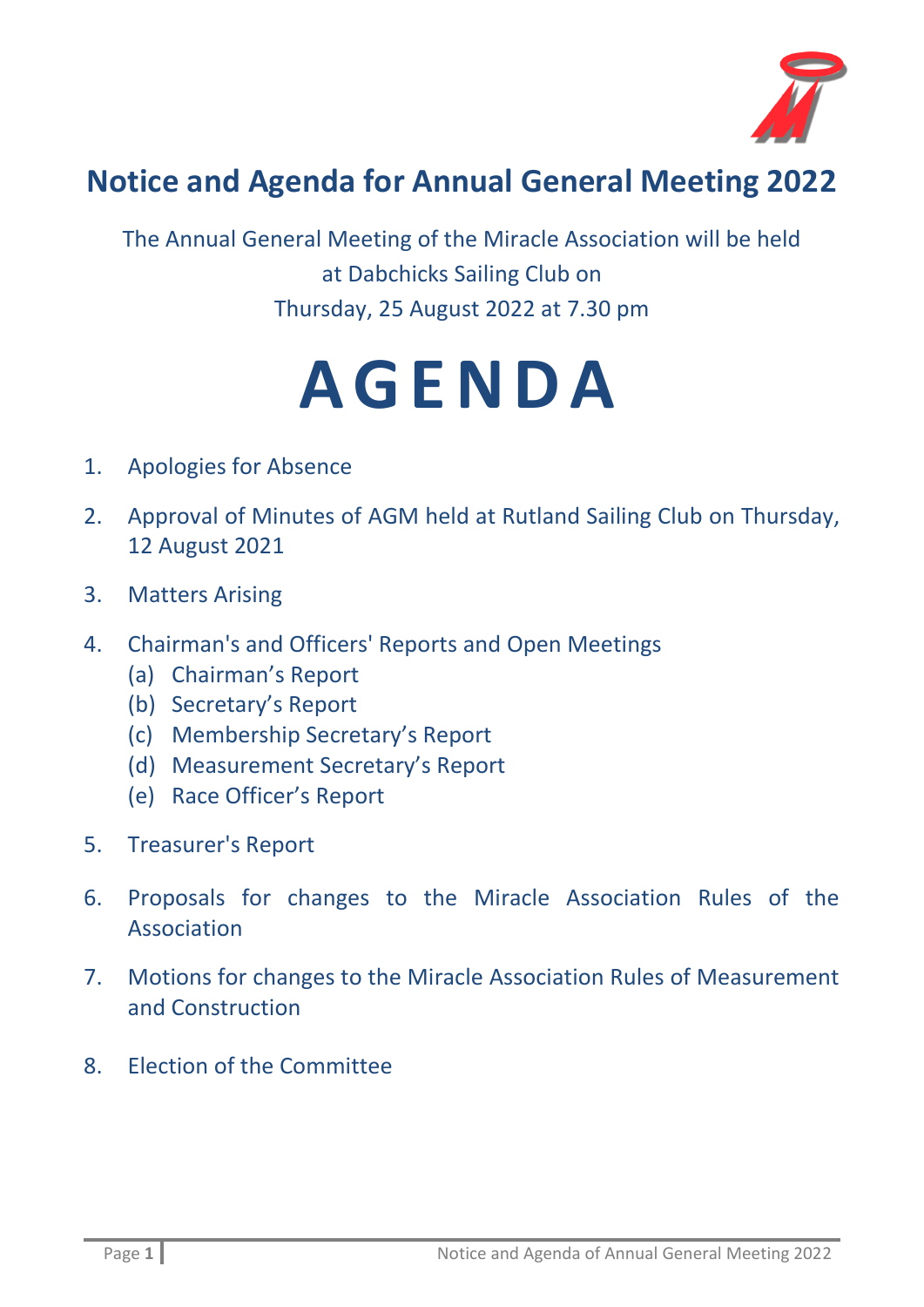# Notice and Agenda for Annual General Meeting 2022

The Annual General Meeting of the Miracle Association will be held at Dabchicks Sailing Club on Thursday, 25 August 2022 at 7.30 pm

# AGENDA

1. Apologies for Absence
2. Approval of Minutes of AGM held at Rutland Sailing Club on Thursday, 12 August 2021
3. Matters Arising
4. Chairman's and Officers' Reports and Open Meetings
   - (a) Chairman's Report
   - (b) Secretary's Report
   - (c) Membership Secretary's Report
   - (d) Measurement Secretary's Report
   - (e) Race Officer's Report
5. Treasurer's Report
6. Proposals for changes to the Miracle Association Rules of the Association
7. Motions for changes to the Miracle Association Rules of Measurement and Construction
8. Election of the Committee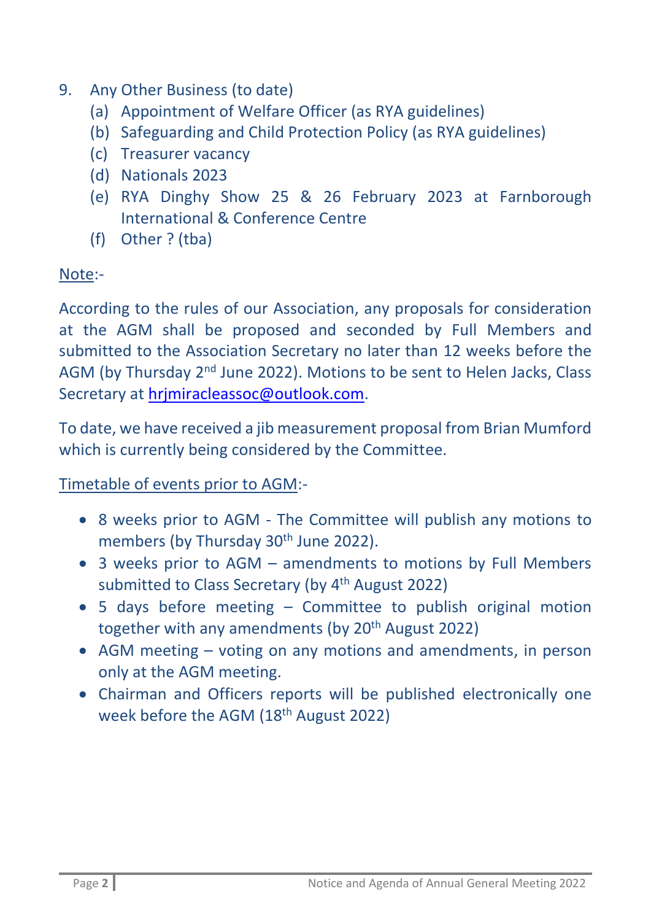9. Any Other Business (to date)
   (a) Appointment of Welfare Officer (as RYA guidelines)
   (b) Safeguarding and Child Protection Policy (as RYA guidelines)
   (c) Treasurer vacancy
   (d) Nationals 2023
   (e) RYA Dinghy Show 25 & 26 February 2023 at Farnborough International & Conference Centre
   (f) Other ? (tba)

Note:-

According to the rules of our Association, any proposals for consideration at the AGM shall be proposed and seconded by Full Members and submitted to the Association Secretary no later than 12 weeks before the AGM (by Thursday 2nd June 2022). Motions to be sent to Helen Jacks, Class Secretary at hrjmiracleassoc@outlook.com.

To date, we have received a jib measurement proposal from Brian Mumford which is currently being considered by the Committee.

Timetable of events prior to AGM:-

- 8 weeks prior to AGM - The Committee will publish any motions to members (by Thursday 30th June 2022).
- 3 weeks prior to AGM – amendments to motions by Full Members submitted to Class Secretary (by 4th August 2022)
- 5 days before meeting – Committee to publish original motion together with any amendments (by 20th August 2022)
- AGM meeting – voting on any motions and amendments, in person only at the AGM meeting.
- Chairman and Officers reports will be published electronically one week before the AGM (18th August 2022)